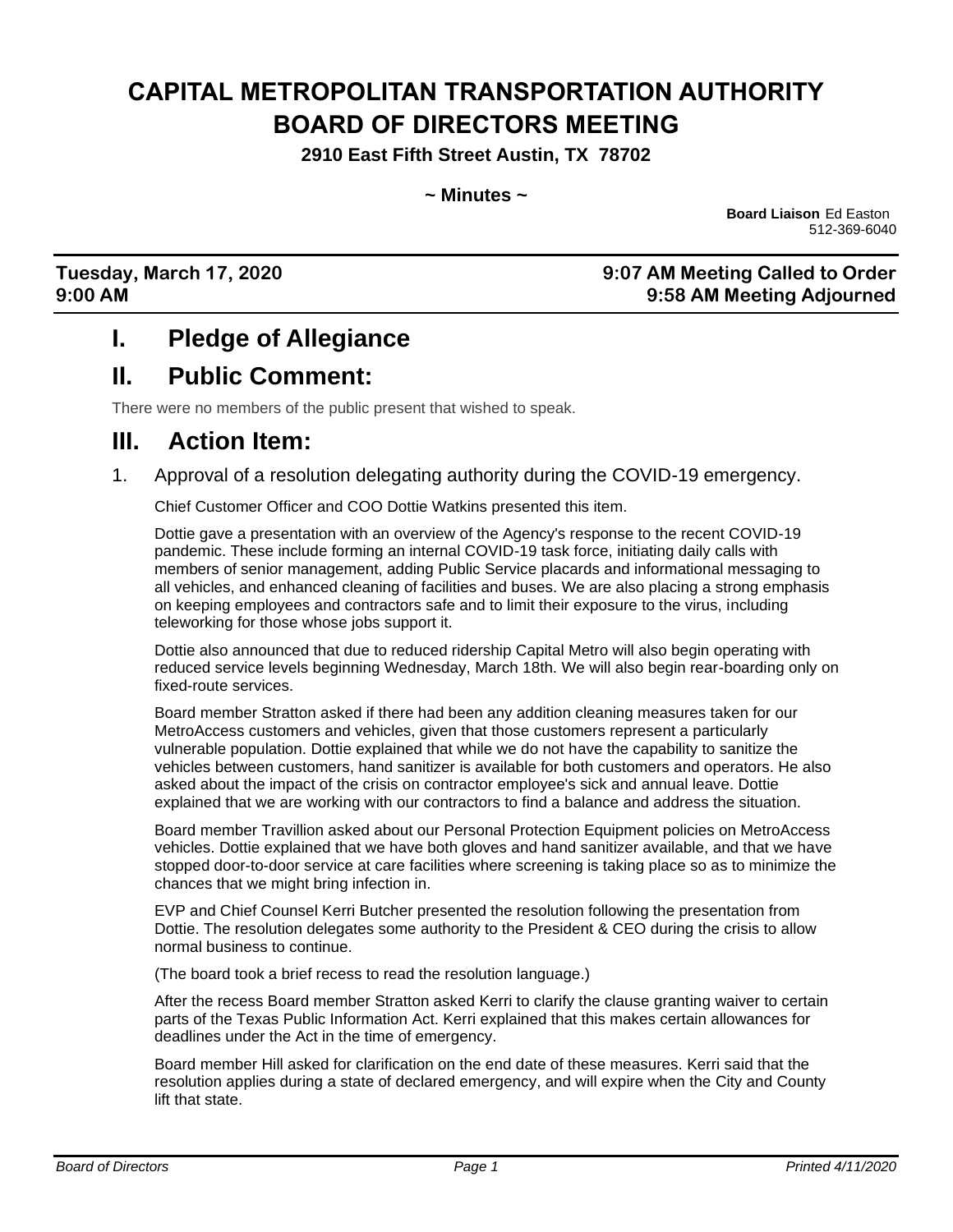# CAPITAL METROPOLITAN TRANSPORTATION AUTHORITY BOARD OF DIRECTORS MEETING

**2910 East Fifth Street Austin, TX 78702**

**~ Minutes ~**

**Board Liaison** Ed Easton
512-369-6040

**Tuesday, March 17, 2020**
**9:00 AM**

**9:07 AM Meeting Called to Order**
**9:58 AM Meeting Adjourned**

## I. Pledge of Allegiance

## II. Public Comment:

There were no members of the public present that wished to speak.

## III. Action Item:

1. Approval of a resolution delegating authority during the COVID-19 emergency.

   Chief Customer Officer and COO Dottie Watkins presented this item.

   Dottie gave a presentation with an overview of the Agency's response to the recent COVID-19 pandemic. These include forming an internal COVID-19 task force, initiating daily calls with members of senior management, adding Public Service placards and informational messaging to all vehicles, and enhanced cleaning of facilities and buses. We are also placing a strong emphasis on keeping employees and contractors safe and to limit their exposure to the virus, including teleworking for those whose jobs support it.

   Dottie also announced that due to reduced ridership Capital Metro will also begin operating with reduced service levels beginning Wednesday, March 18th. We will also begin rear-boarding only on fixed-route services.

   Board member Stratton asked if there had been any addition cleaning measures taken for our MetroAccess customers and vehicles, given that those customers represent a particularly vulnerable population. Dottie explained that while we do not have the capability to sanitize the vehicles between customers, hand sanitizer is available for both customers and operators. He also asked about the impact of the crisis on contractor employee's sick and annual leave. Dottie explained that we are working with our contractors to find a balance and address the situation.

   Board member Travillion asked about our Personal Protection Equipment policies on MetroAccess vehicles. Dottie explained that we have both gloves and hand sanitizer available, and that we have stopped door-to-door service at care facilities where screening is taking place so as to minimize the chances that we might bring infection in.

   EVP and Chief Counsel Kerri Butcher presented the resolution following the presentation from Dottie. The resolution delegates some authority to the President & CEO during the crisis to allow normal business to continue.

   (The board took a brief recess to read the resolution language.)

   After the recess Board member Stratton asked Kerri to clarify the clause granting waiver to certain parts of the Texas Public Information Act. Kerri explained that this makes certain allowances for deadlines under the Act in the time of emergency.

   Board member Hill asked for clarification on the end date of these measures. Kerri said that the resolution applies during a state of declared emergency, and will expire when the City and County lift that state.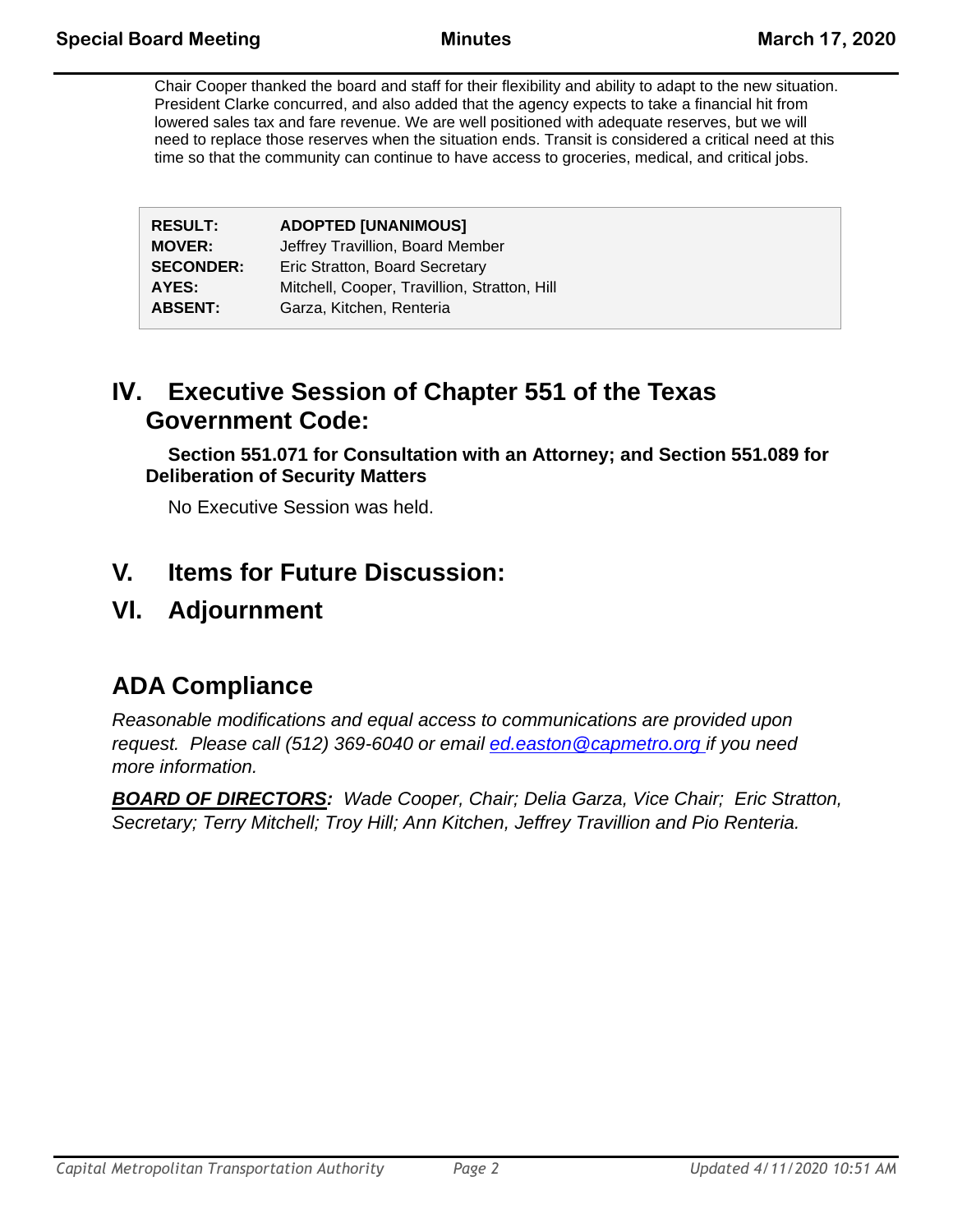Chair Cooper thanked the board and staff for their flexibility and ability to adapt to the new situation. President Clarke concurred, and also added that the agency expects to take a financial hit from lowered sales tax and fare revenue. We are well positioned with adequate reserves, but we will need to replace those reserves when the situation ends. Transit is considered a critical need at this time so that the community can continue to have access to groceries, medical, and critical jobs.

| | |
|---|---|
| **RESULT:** | **ADOPTED [UNANIMOUS]** |
| **MOVER:** | Jeffrey Travillion, Board Member |
| **SECONDER:** | Eric Stratton, Board Secretary |
| **AYES:** | Mitchell, Cooper, Travillion, Stratton, Hill |
| **ABSENT:** | Garza, Kitchen, Renteria |

# IV. Executive Session of Chapter 551 of the Texas Government Code:

**Section 551.071 for Consultation with an Attorney; and Section 551.089 for Deliberation of Security Matters**

No Executive Session was held.

# V. Items for Future Discussion:

# VI. Adjournment

## ADA Compliance

*Reasonable modifications and equal access to communications are provided upon request. Please call (512) 369-6040 or email ed.easton@capmetro.org if you need more information.*

***BOARD OF DIRECTORS:*** *Wade Cooper, Chair; Delia Garza, Vice Chair; Eric Stratton, Secretary; Terry Mitchell; Troy Hill; Ann Kitchen, Jeffrey Travillion and Pio Renteria.*